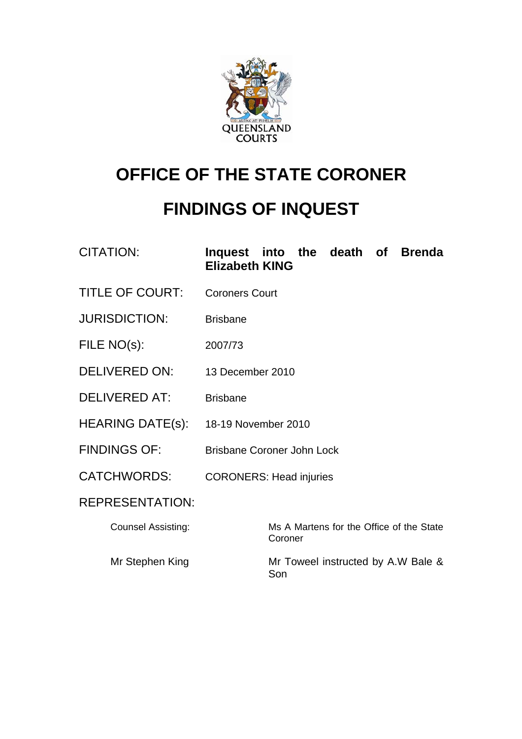# OFFICE OF THE STATE CORONER

# FINDINGS OF INQUEST

| | |
|---|---|
| CITATION: | **Inquest into the death of Brenda Elizabeth KING** |
| TITLE OF COURT: | Coroners Court |
| JURISDICTION: | Brisbane |
| FILE NO(s): | 2007/73 |
| DELIVERED ON: | 13 December 2010 |
| DELIVERED AT: | Brisbane |
| HEARING DATE(s): | 18-19 November 2010 |
| FINDINGS OF: | Brisbane Coroner John Lock |
| CATCHWORDS: | CORONERS: Head injuries |

REPRESENTATION:

| | |
|---|---|
| Counsel Assisting: | Ms A Martens for the Office of the State Coroner |
| Mr Stephen King | Mr Toweel instructed by A.W Bale & Son |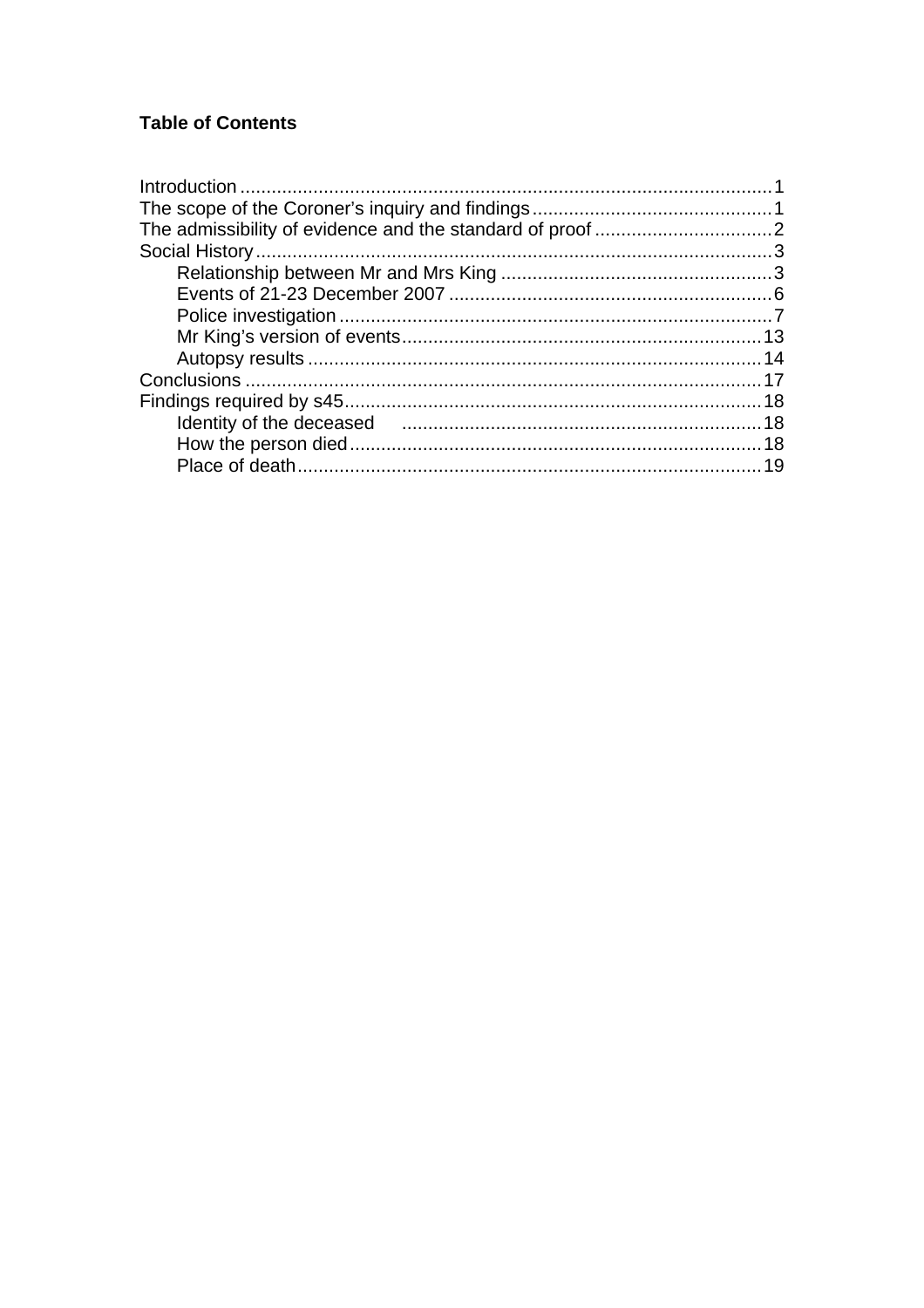**Table of Contents**

- Introduction ..... 1
- The scope of the Coroner's inquiry and findings ..... 1
- The admissibility of evidence and the standard of proof ..... 2
- Social History ..... 3
  - Relationship between Mr and Mrs King ..... 3
  - Events of 21-23 December 2007 ..... 6
  - Police investigation ..... 7
  - Mr King's version of events ..... 13
  - Autopsy results ..... 14
- Conclusions ..... 17
- Findings required by s45 ..... 18
  - Identity of the deceased ..... 18
  - How the person died ..... 18
  - Place of death ..... 19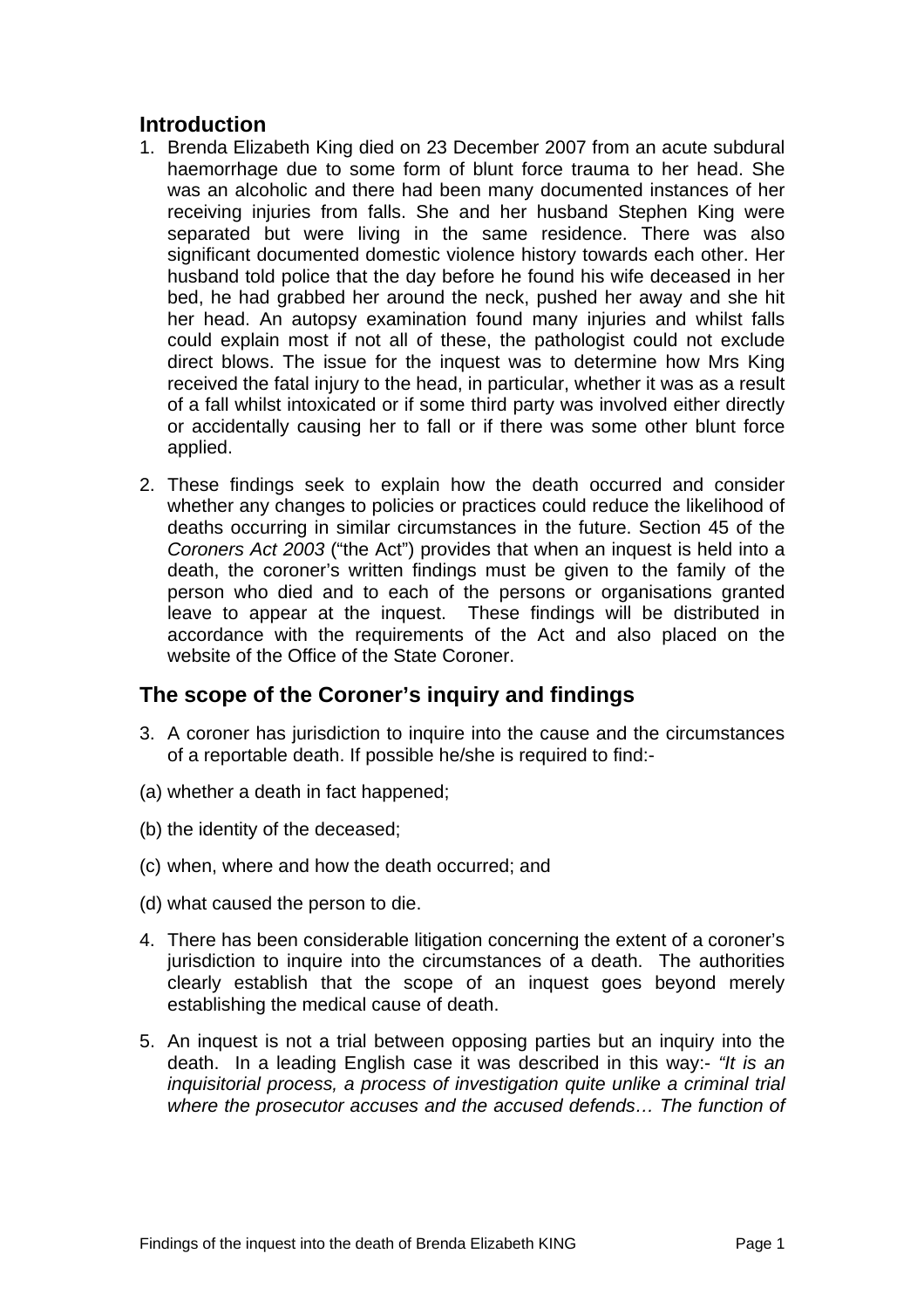## Introduction

1. Brenda Elizabeth King died on 23 December 2007 from an acute subdural haemorrhage due to some form of blunt force trauma to her head. She was an alcoholic and there had been many documented instances of her receiving injuries from falls. She and her husband Stephen King were separated but were living in the same residence. There was also significant documented domestic violence history towards each other. Her husband told police that the day before he found his wife deceased in her bed, he had grabbed her around the neck, pushed her away and she hit her head. An autopsy examination found many injuries and whilst falls could explain most if not all of these, the pathologist could not exclude direct blows. The issue for the inquest was to determine how Mrs King received the fatal injury to the head, in particular, whether it was as a result of a fall whilst intoxicated or if some third party was involved either directly or accidentally causing her to fall or if there was some other blunt force applied.

2. These findings seek to explain how the death occurred and consider whether any changes to policies or practices could reduce the likelihood of deaths occurring in similar circumstances in the future. Section 45 of the *Coroners Act 2003* ("the Act") provides that when an inquest is held into a death, the coroner's written findings must be given to the family of the person who died and to each of the persons or organisations granted leave to appear at the inquest. These findings will be distributed in accordance with the requirements of the Act and also placed on the website of the Office of the State Coroner.

## The scope of the Coroner's inquiry and findings

3. A coroner has jurisdiction to inquire into the cause and the circumstances of a reportable death. If possible he/she is required to find:-

(a) whether a death in fact happened;

(b) the identity of the deceased;

(c) when, where and how the death occurred; and

(d) what caused the person to die.

4. There has been considerable litigation concerning the extent of a coroner's jurisdiction to inquire into the circumstances of a death. The authorities clearly establish that the scope of an inquest goes beyond merely establishing the medical cause of death.

5. An inquest is not a trial between opposing parties but an inquiry into the death. In a leading English case it was described in this way:- *"It is an inquisitorial process, a process of investigation quite unlike a criminal trial where the prosecutor accuses and the accused defends… The function of*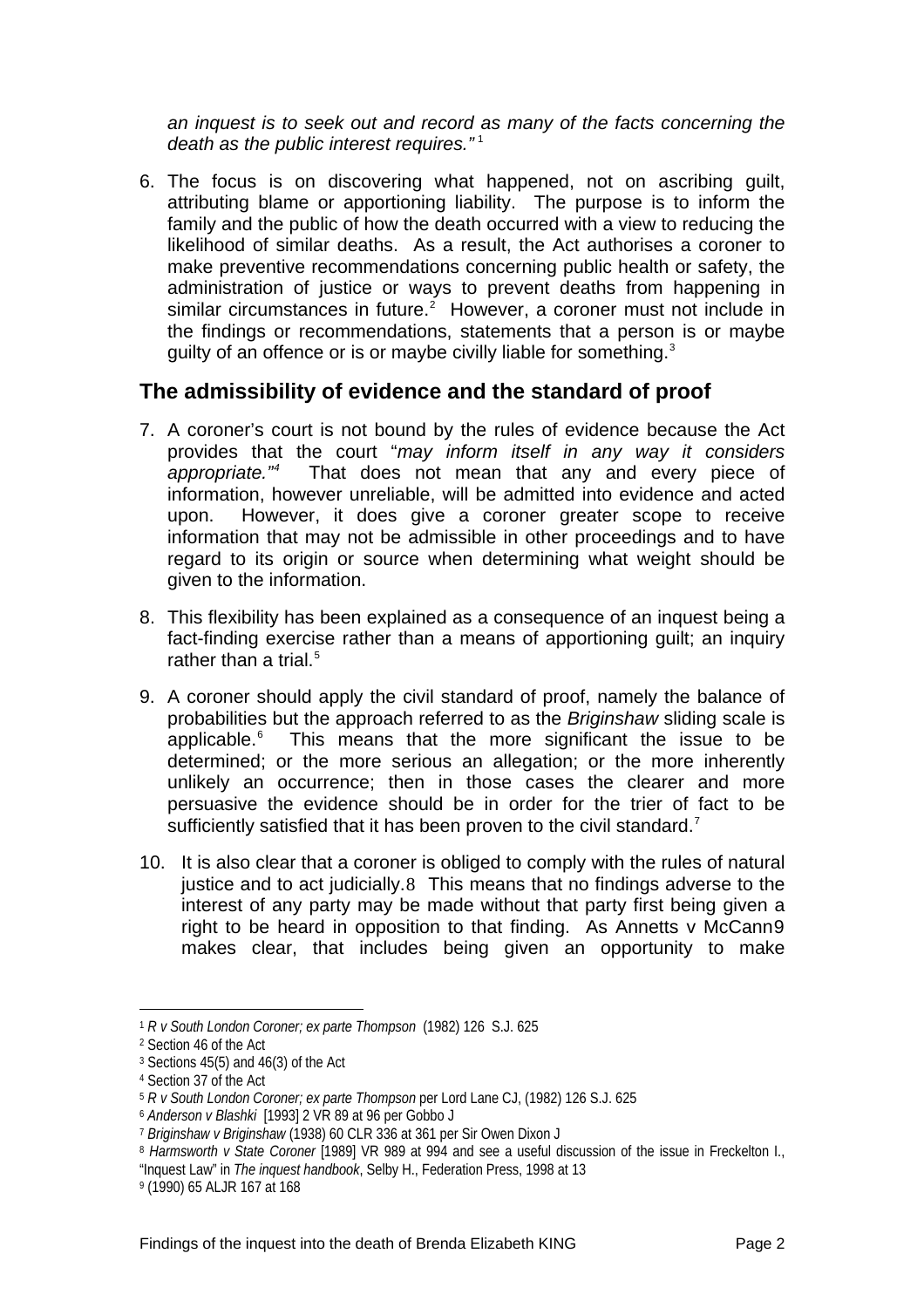*an inquest is to seek out and record as many of the facts concerning the death as the public interest requires."*[1]

6. The focus is on discovering what happened, not on ascribing guilt, attributing blame or apportioning liability. The purpose is to inform the family and the public of how the death occurred with a view to reducing the likelihood of similar deaths. As a result, the Act authorises a coroner to make preventive recommendations concerning public health or safety, the administration of justice or ways to prevent deaths from happening in similar circumstances in future.[2] However, a coroner must not include in the findings or recommendations, statements that a person is or maybe guilty of an offence or is or maybe civilly liable for something.[3]

## The admissibility of evidence and the standard of proof

7. A coroner's court is not bound by the rules of evidence because the Act provides that the court "*may inform itself in any way it considers appropriate."*[4] That does not mean that any and every piece of information, however unreliable, will be admitted into evidence and acted upon. However, it does give a coroner greater scope to receive information that may not be admissible in other proceedings and to have regard to its origin or source when determining what weight should be given to the information.

8. This flexibility has been explained as a consequence of an inquest being a fact-finding exercise rather than a means of apportioning guilt; an inquiry rather than a trial.[5]

9. A coroner should apply the civil standard of proof, namely the balance of probabilities but the approach referred to as the *Briginshaw* sliding scale is applicable.[6] This means that the more significant the issue to be determined; or the more serious an allegation; or the more inherently unlikely an occurrence; then in those cases the clearer and more persuasive the evidence should be in order for the trier of fact to be sufficiently satisfied that it has been proven to the civil standard.[7]

10. It is also clear that a coroner is obliged to comply with the rules of natural justice and to act judicially.[8] This means that no findings adverse to the interest of any party may be made without that party first being given a right to be heard in opposition to that finding. As Annetts v McCann[9] makes clear, that includes being given an opportunity to make

---

[1] *R v South London Coroner; ex parte Thompson* (1982) 126 S.J. 625

[2] Section 46 of the Act

[3] Sections 45(5) and 46(3) of the Act

[4] Section 37 of the Act

[5] *R v South London Coroner; ex parte Thompson* per Lord Lane CJ, (1982) 126 S.J. 625

[6] *Anderson v Blashki* [1993] 2 VR 89 at 96 per Gobbo J

[7] *Briginshaw v Briginshaw* (1938) 60 CLR 336 at 361 per Sir Owen Dixon J

[8] *Harmsworth v State Coroner* [1989] VR 989 at 994 and see a useful discussion of the issue in Freckelton I., "Inquest Law" in *The inquest handbook*, Selby H., Federation Press, 1998 at 13

[9] (1990) 65 ALJR 167 at 168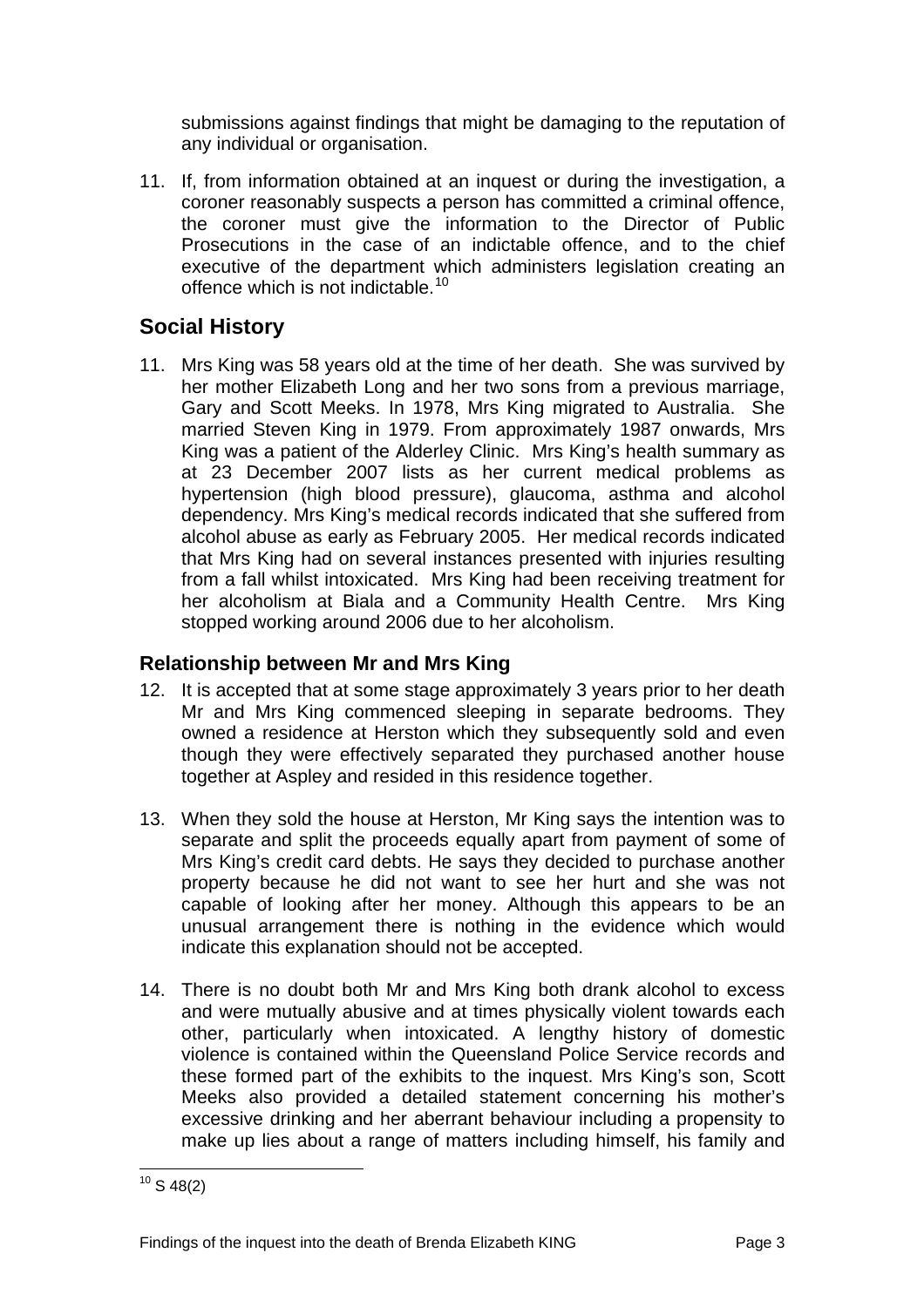submissions against findings that might be damaging to the reputation of any individual or organisation.

11. If, from information obtained at an inquest or during the investigation, a coroner reasonably suspects a person has committed a criminal offence, the coroner must give the information to the Director of Public Prosecutions in the case of an indictable offence, and to the chief executive of the department which administers legislation creating an offence which is not indictable.[10]

## Social History

11. Mrs King was 58 years old at the time of her death. She was survived by her mother Elizabeth Long and her two sons from a previous marriage, Gary and Scott Meeks. In 1978, Mrs King migrated to Australia. She married Steven King in 1979. From approximately 1987 onwards, Mrs King was a patient of the Alderley Clinic. Mrs King's health summary as at 23 December 2007 lists as her current medical problems as hypertension (high blood pressure), glaucoma, asthma and alcohol dependency. Mrs King's medical records indicated that she suffered from alcohol abuse as early as February 2005. Her medical records indicated that Mrs King had on several instances presented with injuries resulting from a fall whilst intoxicated. Mrs King had been receiving treatment for her alcoholism at Biala and a Community Health Centre. Mrs King stopped working around 2006 due to her alcoholism.

### Relationship between Mr and Mrs King

12. It is accepted that at some stage approximately 3 years prior to her death Mr and Mrs King commenced sleeping in separate bedrooms. They owned a residence at Herston which they subsequently sold and even though they were effectively separated they purchased another house together at Aspley and resided in this residence together.

13. When they sold the house at Herston, Mr King says the intention was to separate and split the proceeds equally apart from payment of some of Mrs King's credit card debts. He says they decided to purchase another property because he did not want to see her hurt and she was not capable of looking after her money. Although this appears to be an unusual arrangement there is nothing in the evidence which would indicate this explanation should not be accepted.

14. There is no doubt both Mr and Mrs King both drank alcohol to excess and were mutually abusive and at times physically violent towards each other, particularly when intoxicated. A lengthy history of domestic violence is contained within the Queensland Police Service records and these formed part of the exhibits to the inquest. Mrs King's son, Scott Meeks also provided a detailed statement concerning his mother's excessive drinking and her aberrant behaviour including a propensity to make up lies about a range of matters including himself, his family and

---

[10] S 48(2)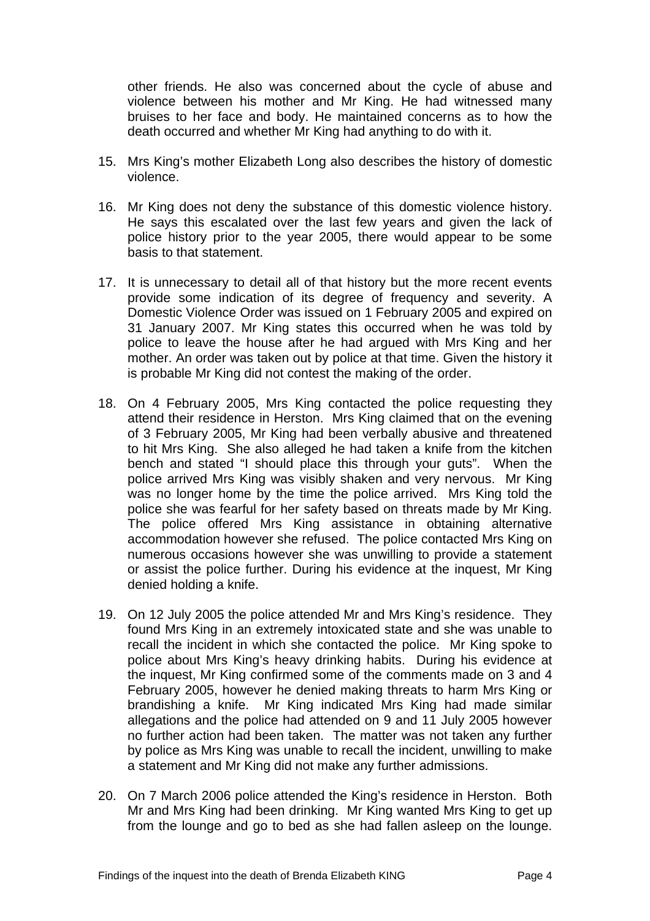other friends. He also was concerned about the cycle of abuse and violence between his mother and Mr King. He had witnessed many bruises to her face and body. He maintained concerns as to how the death occurred and whether Mr King had anything to do with it.

15. Mrs King's mother Elizabeth Long also describes the history of domestic violence.

16. Mr King does not deny the substance of this domestic violence history. He says this escalated over the last few years and given the lack of police history prior to the year 2005, there would appear to be some basis to that statement.

17. It is unnecessary to detail all of that history but the more recent events provide some indication of its degree of frequency and severity. A Domestic Violence Order was issued on 1 February 2005 and expired on 31 January 2007. Mr King states this occurred when he was told by police to leave the house after he had argued with Mrs King and her mother. An order was taken out by police at that time. Given the history it is probable Mr King did not contest the making of the order.

18. On 4 February 2005, Mrs King contacted the police requesting they attend their residence in Herston. Mrs King claimed that on the evening of 3 February 2005, Mr King had been verbally abusive and threatened to hit Mrs King. She also alleged he had taken a knife from the kitchen bench and stated "I should place this through your guts". When the police arrived Mrs King was visibly shaken and very nervous. Mr King was no longer home by the time the police arrived. Mrs King told the police she was fearful for her safety based on threats made by Mr King. The police offered Mrs King assistance in obtaining alternative accommodation however she refused. The police contacted Mrs King on numerous occasions however she was unwilling to provide a statement or assist the police further. During his evidence at the inquest, Mr King denied holding a knife.

19. On 12 July 2005 the police attended Mr and Mrs King's residence. They found Mrs King in an extremely intoxicated state and she was unable to recall the incident in which she contacted the police. Mr King spoke to police about Mrs King's heavy drinking habits. During his evidence at the inquest, Mr King confirmed some of the comments made on 3 and 4 February 2005, however he denied making threats to harm Mrs King or brandishing a knife. Mr King indicated Mrs King had made similar allegations and the police had attended on 9 and 11 July 2005 however no further action had been taken. The matter was not taken any further by police as Mrs King was unable to recall the incident, unwilling to make a statement and Mr King did not make any further admissions.

20. On 7 March 2006 police attended the King's residence in Herston. Both Mr and Mrs King had been drinking. Mr King wanted Mrs King to get up from the lounge and go to bed as she had fallen asleep on the lounge.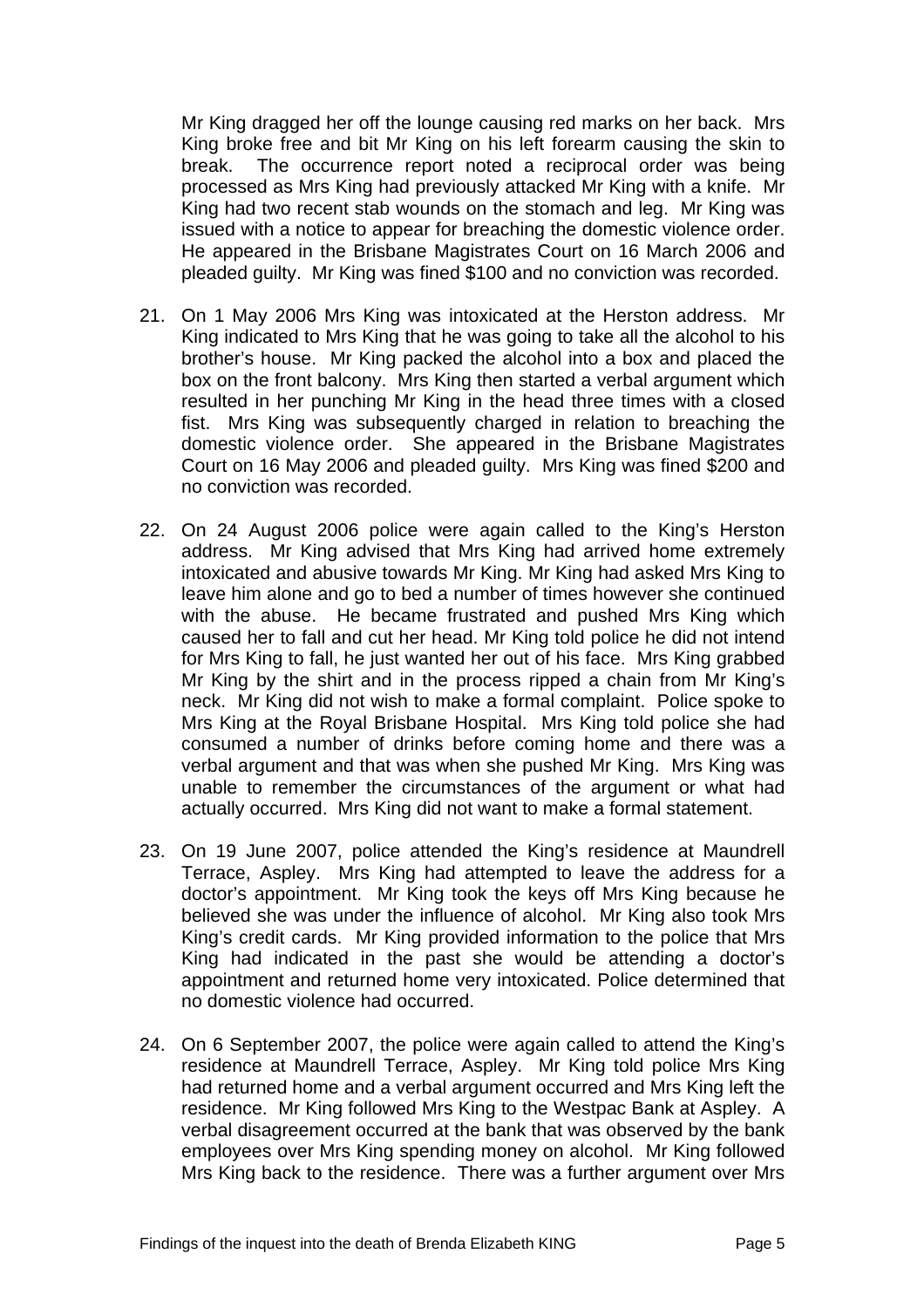Mr King dragged her off the lounge causing red marks on her back. Mrs King broke free and bit Mr King on his left forearm causing the skin to break. The occurrence report noted a reciprocal order was being processed as Mrs King had previously attacked Mr King with a knife. Mr King had two recent stab wounds on the stomach and leg. Mr King was issued with a notice to appear for breaching the domestic violence order. He appeared in the Brisbane Magistrates Court on 16 March 2006 and pleaded guilty. Mr King was fined $100 and no conviction was recorded.

21. On 1 May 2006 Mrs King was intoxicated at the Herston address. Mr King indicated to Mrs King that he was going to take all the alcohol to his brother's house. Mr King packed the alcohol into a box and placed the box on the front balcony. Mrs King then started a verbal argument which resulted in her punching Mr King in the head three times with a closed fist. Mrs King was subsequently charged in relation to breaching the domestic violence order. She appeared in the Brisbane Magistrates Court on 16 May 2006 and pleaded guilty. Mrs King was fined $200 and no conviction was recorded.

22. On 24 August 2006 police were again called to the King's Herston address. Mr King advised that Mrs King had arrived home extremely intoxicated and abusive towards Mr King. Mr King had asked Mrs King to leave him alone and go to bed a number of times however she continued with the abuse. He became frustrated and pushed Mrs King which caused her to fall and cut her head. Mr King told police he did not intend for Mrs King to fall, he just wanted her out of his face. Mrs King grabbed Mr King by the shirt and in the process ripped a chain from Mr King's neck. Mr King did not wish to make a formal complaint. Police spoke to Mrs King at the Royal Brisbane Hospital. Mrs King told police she had consumed a number of drinks before coming home and there was a verbal argument and that was when she pushed Mr King. Mrs King was unable to remember the circumstances of the argument or what had actually occurred. Mrs King did not want to make a formal statement.

23. On 19 June 2007, police attended the King's residence at Maundrell Terrace, Aspley. Mrs King had attempted to leave the address for a doctor's appointment. Mr King took the keys off Mrs King because he believed she was under the influence of alcohol. Mr King also took Mrs King's credit cards. Mr King provided information to the police that Mrs King had indicated in the past she would be attending a doctor's appointment and returned home very intoxicated. Police determined that no domestic violence had occurred.

24. On 6 September 2007, the police were again called to attend the King's residence at Maundrell Terrace, Aspley. Mr King told police Mrs King had returned home and a verbal argument occurred and Mrs King left the residence. Mr King followed Mrs King to the Westpac Bank at Aspley. A verbal disagreement occurred at the bank that was observed by the bank employees over Mrs King spending money on alcohol. Mr King followed Mrs King back to the residence. There was a further argument over Mrs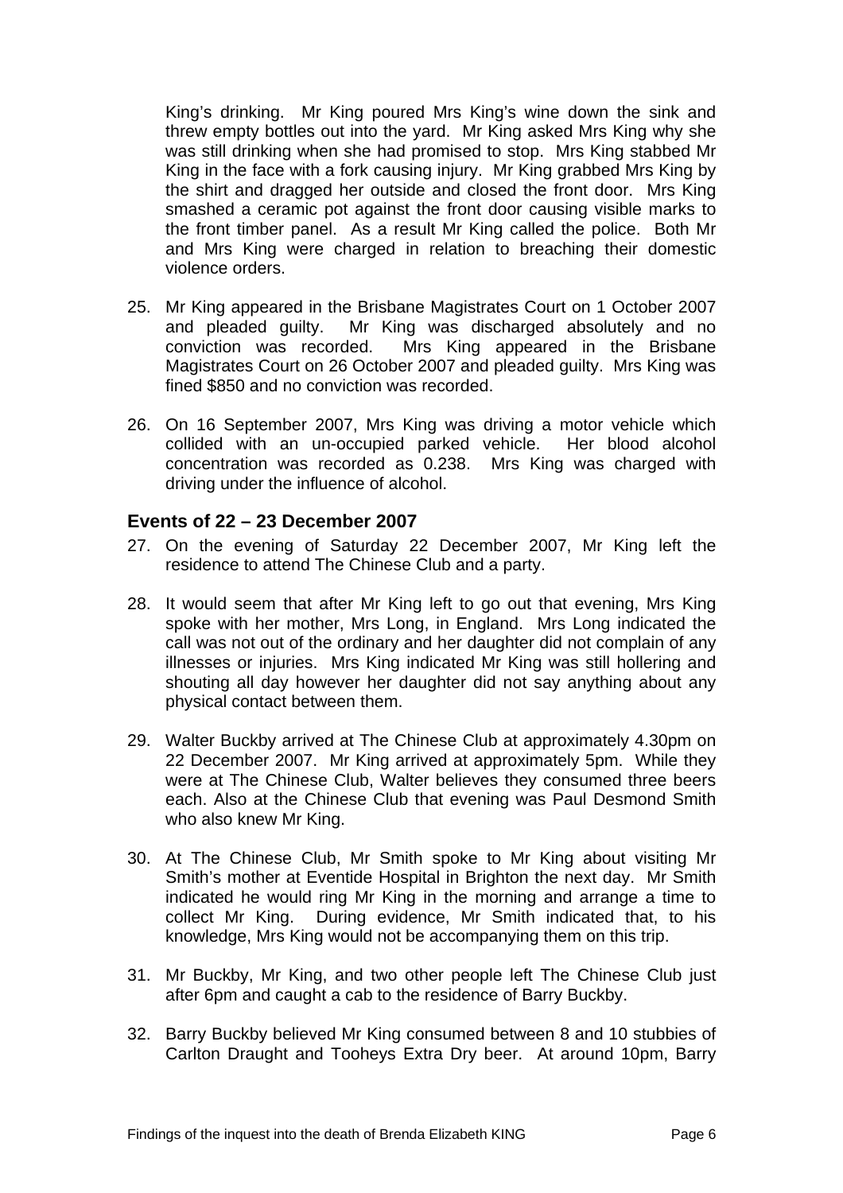King's drinking. Mr King poured Mrs King's wine down the sink and threw empty bottles out into the yard. Mr King asked Mrs King why she was still drinking when she had promised to stop. Mrs King stabbed Mr King in the face with a fork causing injury. Mr King grabbed Mrs King by the shirt and dragged her outside and closed the front door. Mrs King smashed a ceramic pot against the front door causing visible marks to the front timber panel. As a result Mr King called the police. Both Mr and Mrs King were charged in relation to breaching their domestic violence orders.

25. Mr King appeared in the Brisbane Magistrates Court on 1 October 2007 and pleaded guilty. Mr King was discharged absolutely and no conviction was recorded. Mrs King appeared in the Brisbane Magistrates Court on 26 October 2007 and pleaded guilty. Mrs King was fined $850 and no conviction was recorded.

26. On 16 September 2007, Mrs King was driving a motor vehicle which collided with an un-occupied parked vehicle. Her blood alcohol concentration was recorded as 0.238. Mrs King was charged with driving under the influence of alcohol.

## Events of 22 – 23 December 2007

27. On the evening of Saturday 22 December 2007, Mr King left the residence to attend The Chinese Club and a party.

28. It would seem that after Mr King left to go out that evening, Mrs King spoke with her mother, Mrs Long, in England. Mrs Long indicated the call was not out of the ordinary and her daughter did not complain of any illnesses or injuries. Mrs King indicated Mr King was still hollering and shouting all day however her daughter did not say anything about any physical contact between them.

29. Walter Buckby arrived at The Chinese Club at approximately 4.30pm on 22 December 2007. Mr King arrived at approximately 5pm. While they were at The Chinese Club, Walter believes they consumed three beers each. Also at the Chinese Club that evening was Paul Desmond Smith who also knew Mr King.

30. At The Chinese Club, Mr Smith spoke to Mr King about visiting Mr Smith's mother at Eventide Hospital in Brighton the next day. Mr Smith indicated he would ring Mr King in the morning and arrange a time to collect Mr King. During evidence, Mr Smith indicated that, to his knowledge, Mrs King would not be accompanying them on this trip.

31. Mr Buckby, Mr King, and two other people left The Chinese Club just after 6pm and caught a cab to the residence of Barry Buckby.

32. Barry Buckby believed Mr King consumed between 8 and 10 stubbies of Carlton Draught and Tooheys Extra Dry beer. At around 10pm, Barry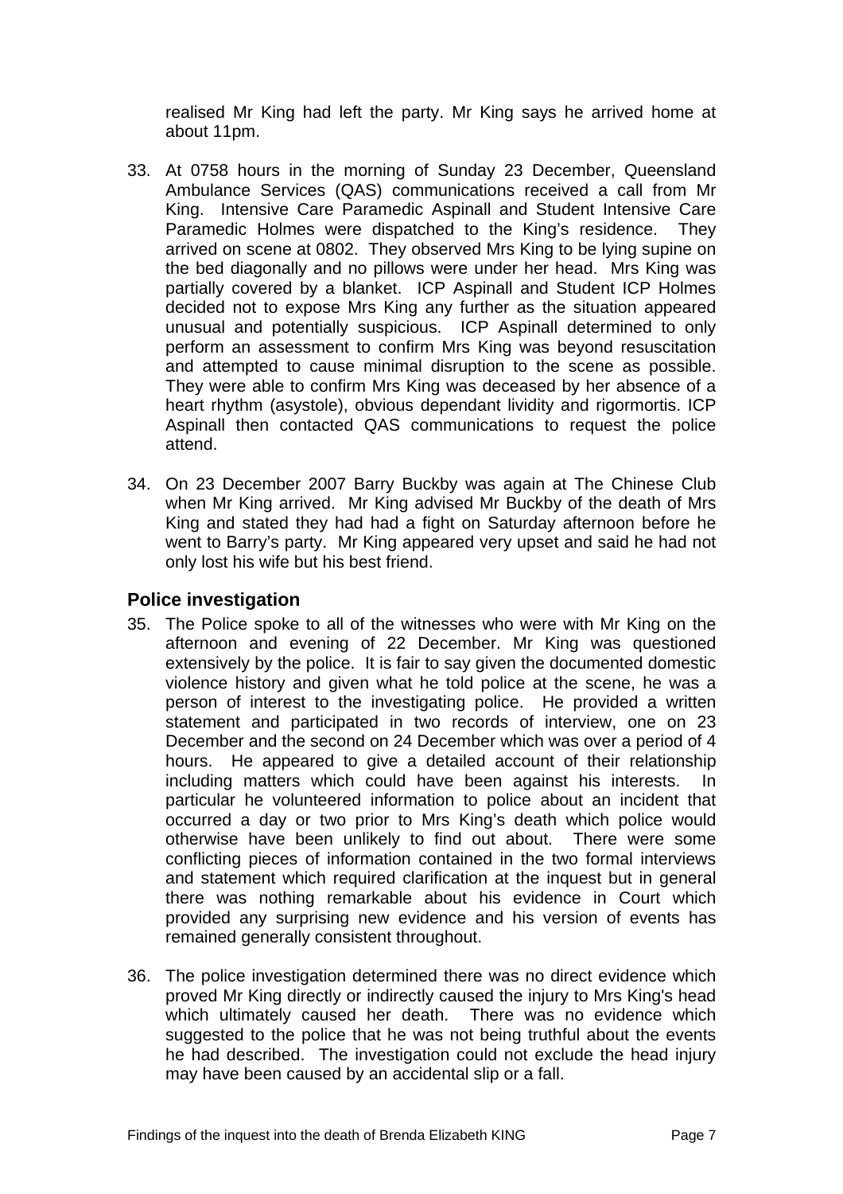realised Mr King had left the party. Mr King says he arrived home at about 11pm.

33. At 0758 hours in the morning of Sunday 23 December, Queensland Ambulance Services (QAS) communications received a call from Mr King. Intensive Care Paramedic Aspinall and Student Intensive Care Paramedic Holmes were dispatched to the King's residence. They arrived on scene at 0802. They observed Mrs King to be lying supine on the bed diagonally and no pillows were under her head. Mrs King was partially covered by a blanket. ICP Aspinall and Student ICP Holmes decided not to expose Mrs King any further as the situation appeared unusual and potentially suspicious. ICP Aspinall determined to only perform an assessment to confirm Mrs King was beyond resuscitation and attempted to cause minimal disruption to the scene as possible. They were able to confirm Mrs King was deceased by her absence of a heart rhythm (asystole), obvious dependant lividity and rigormortis. ICP Aspinall then contacted QAS communications to request the police attend.

34. On 23 December 2007 Barry Buckby was again at The Chinese Club when Mr King arrived. Mr King advised Mr Buckby of the death of Mrs King and stated they had had a fight on Saturday afternoon before he went to Barry's party. Mr King appeared very upset and said he had not only lost his wife but his best friend.

## Police investigation

35. The Police spoke to all of the witnesses who were with Mr King on the afternoon and evening of 22 December. Mr King was questioned extensively by the police. It is fair to say given the documented domestic violence history and given what he told police at the scene, he was a person of interest to the investigating police. He provided a written statement and participated in two records of interview, one on 23 December and the second on 24 December which was over a period of 4 hours. He appeared to give a detailed account of their relationship including matters which could have been against his interests. In particular he volunteered information to police about an incident that occurred a day or two prior to Mrs King's death which police would otherwise have been unlikely to find out about. There were some conflicting pieces of information contained in the two formal interviews and statement which required clarification at the inquest but in general there was nothing remarkable about his evidence in Court which provided any surprising new evidence and his version of events has remained generally consistent throughout.

36. The police investigation determined there was no direct evidence which proved Mr King directly or indirectly caused the injury to Mrs King's head which ultimately caused her death. There was no evidence which suggested to the police that he was not being truthful about the events he had described. The investigation could not exclude the head injury may have been caused by an accidental slip or a fall.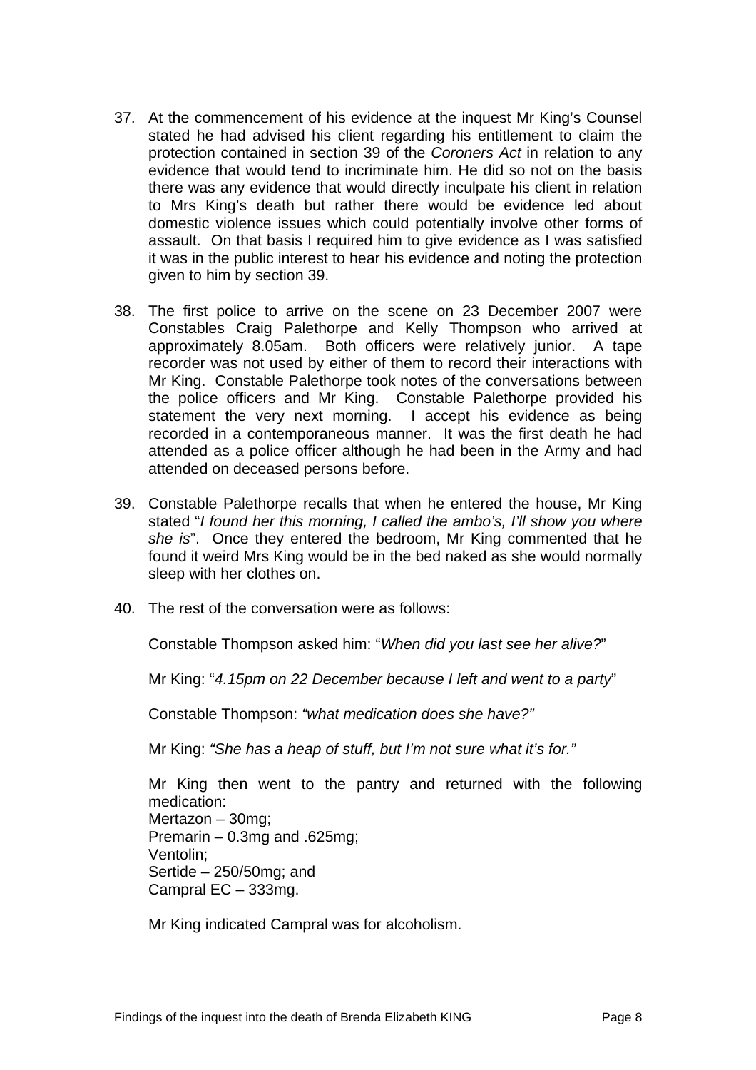37. At the commencement of his evidence at the inquest Mr King's Counsel stated he had advised his client regarding his entitlement to claim the protection contained in section 39 of the *Coroners Act* in relation to any evidence that would tend to incriminate him. He did so not on the basis there was any evidence that would directly inculpate his client in relation to Mrs King's death but rather there would be evidence led about domestic violence issues which could potentially involve other forms of assault. On that basis I required him to give evidence as I was satisfied it was in the public interest to hear his evidence and noting the protection given to him by section 39.

38. The first police to arrive on the scene on 23 December 2007 were Constables Craig Palethorpe and Kelly Thompson who arrived at approximately 8.05am. Both officers were relatively junior. A tape recorder was not used by either of them to record their interactions with Mr King. Constable Palethorpe took notes of the conversations between the police officers and Mr King. Constable Palethorpe provided his statement the very next morning. I accept his evidence as being recorded in a contemporaneous manner. It was the first death he had attended as a police officer although he had been in the Army and had attended on deceased persons before.

39. Constable Palethorpe recalls that when he entered the house, Mr King stated "*I found her this morning, I called the ambo's, I'll show you where she is*". Once they entered the bedroom, Mr King commented that he found it weird Mrs King would be in the bed naked as she would normally sleep with her clothes on.

40. The rest of the conversation were as follows:

    Constable Thompson asked him: "*When did you last see her alive?*"

    Mr King: "*4.15pm on 22 December because I left and went to a party*"

    Constable Thompson: *"what medication does she have?"*

    Mr King: *"She has a heap of stuff, but I'm not sure what it's for."*

    Mr King then went to the pantry and returned with the following medication:
    Mertazon – 30mg;
    Premarin – 0.3mg and .625mg;
    Ventolin;
    Sertide – 250/50mg; and
    Campral EC – 333mg.

    Mr King indicated Campral was for alcoholism.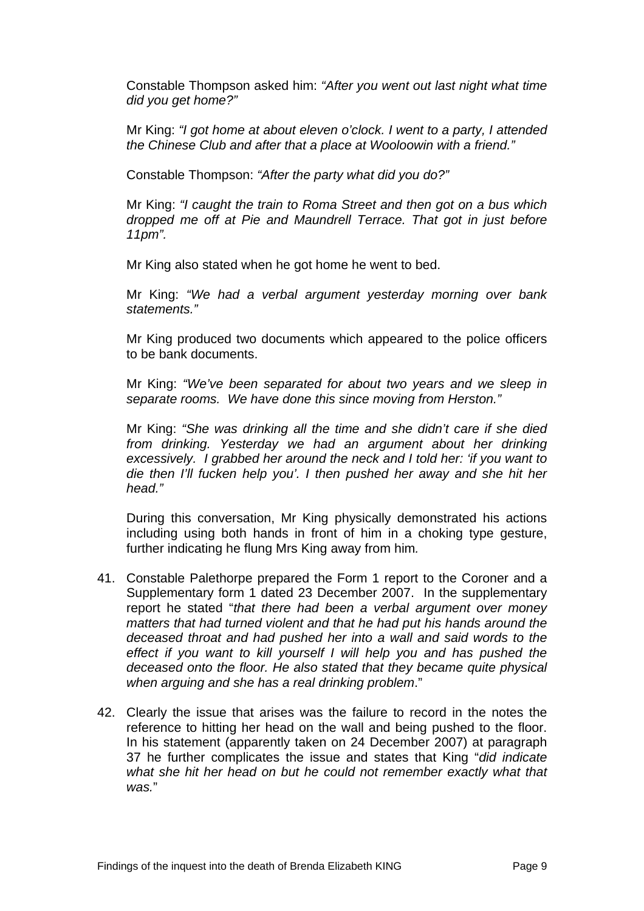Constable Thompson asked him: *"After you went out last night what time did you get home?"*

Mr King: *"I got home at about eleven o'clock. I went to a party, I attended the Chinese Club and after that a place at Wooloowin with a friend."*

Constable Thompson: *"After the party what did you do?"*

Mr King: *"I caught the train to Roma Street and then got on a bus which dropped me off at Pie and Maundrell Terrace. That got in just before 11pm".*

Mr King also stated when he got home he went to bed.

Mr King: *"We had a verbal argument yesterday morning over bank statements."*

Mr King produced two documents which appeared to the police officers to be bank documents.

Mr King: *"We've been separated for about two years and we sleep in separate rooms. We have done this since moving from Herston."*

Mr King: *"She was drinking all the time and she didn't care if she died from drinking. Yesterday we had an argument about her drinking excessively. I grabbed her around the neck and I told her: 'if you want to die then I'll fucken help you'. I then pushed her away and she hit her head."*

During this conversation, Mr King physically demonstrated his actions including using both hands in front of him in a choking type gesture, further indicating he flung Mrs King away from him*.*

41. Constable Palethorpe prepared the Form 1 report to the Coroner and a Supplementary form 1 dated 23 December 2007. In the supplementary report he stated "*that there had been a verbal argument over money matters that had turned violent and that he had put his hands around the deceased throat and had pushed her into a wall and said words to the effect if you want to kill yourself I will help you and has pushed the deceased onto the floor. He also stated that they became quite physical when arguing and she has a real drinking problem*."

42. Clearly the issue that arises was the failure to record in the notes the reference to hitting her head on the wall and being pushed to the floor. In his statement (apparently taken on 24 December 2007) at paragraph 37 he further complicates the issue and states that King "*did indicate what she hit her head on but he could not remember exactly what that was.*"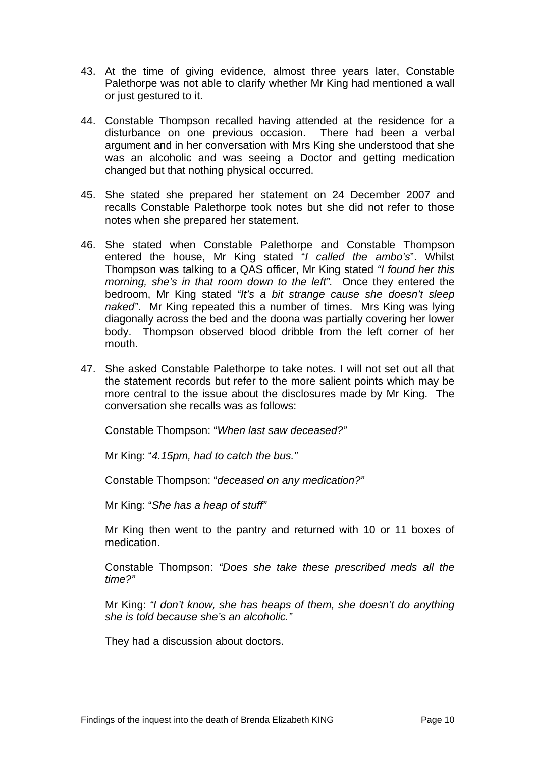43. At the time of giving evidence, almost three years later, Constable Palethorpe was not able to clarify whether Mr King had mentioned a wall or just gestured to it.

44. Constable Thompson recalled having attended at the residence for a disturbance on one previous occasion. There had been a verbal argument and in her conversation with Mrs King she understood that she was an alcoholic and was seeing a Doctor and getting medication changed but that nothing physical occurred.

45. She stated she prepared her statement on 24 December 2007 and recalls Constable Palethorpe took notes but she did not refer to those notes when she prepared her statement.

46. She stated when Constable Palethorpe and Constable Thompson entered the house, Mr King stated "*I called the ambo's*". Whilst Thompson was talking to a QAS officer, Mr King stated *"I found her this morning, she's in that room down to the left".* Once they entered the bedroom, Mr King stated *"It's a bit strange cause she doesn't sleep naked"*. Mr King repeated this a number of times. Mrs King was lying diagonally across the bed and the doona was partially covering her lower body. Thompson observed blood dribble from the left corner of her mouth.

47. She asked Constable Palethorpe to take notes. I will not set out all that the statement records but refer to the more salient points which may be more central to the issue about the disclosures made by Mr King. The conversation she recalls was as follows:

    Constable Thompson: "*When last saw deceased?"*

    Mr King: "*4.15pm, had to catch the bus."*

    Constable Thompson: "*deceased on any medication?"*

    Mr King: "*She has a heap of stuff"*

    Mr King then went to the pantry and returned with 10 or 11 boxes of medication.

    Constable Thompson: *"Does she take these prescribed meds all the time?"*

    Mr King: *"I don't know, she has heaps of them, she doesn't do anything she is told because she's an alcoholic."*

    They had a discussion about doctors.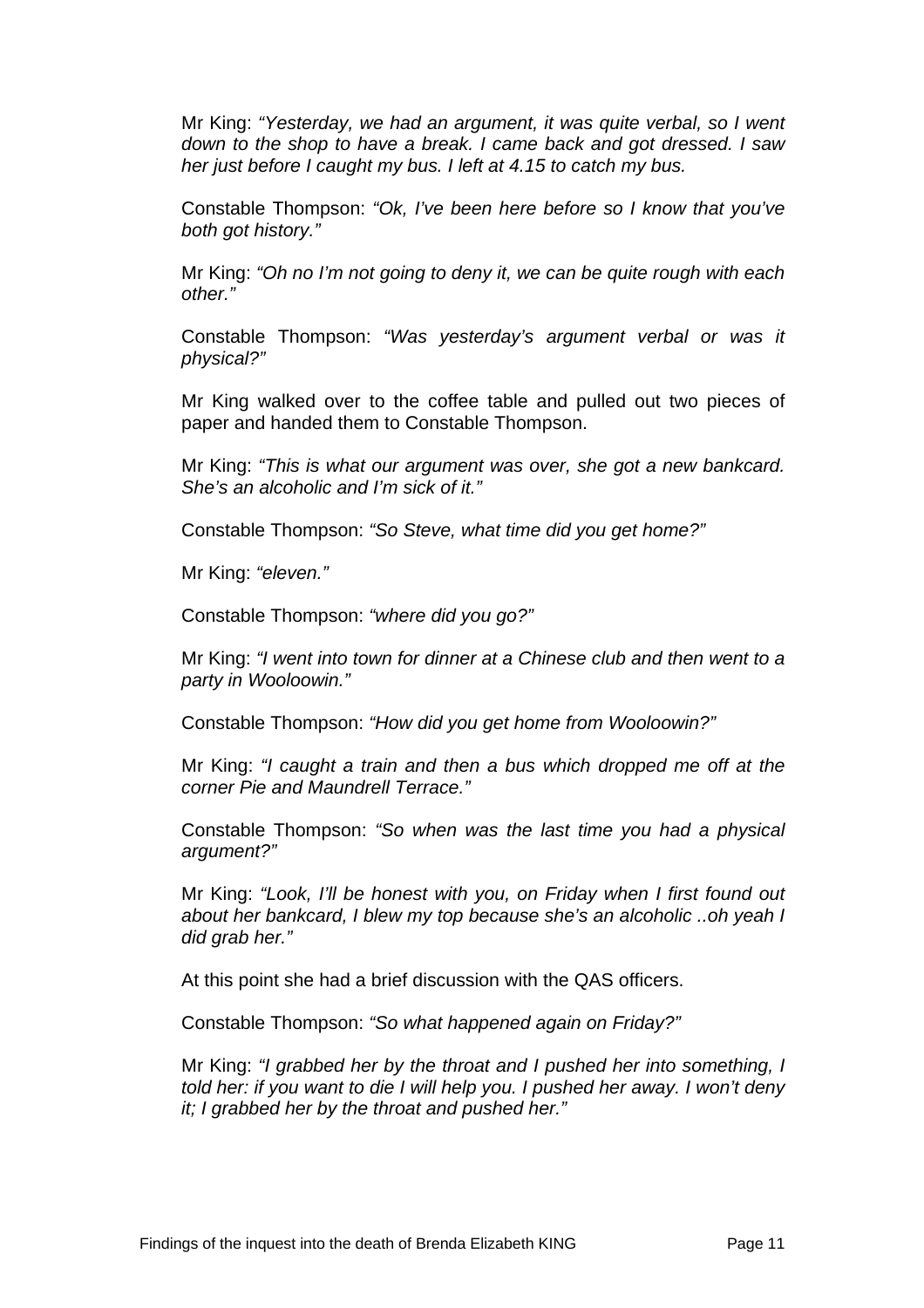Mr King: *"Yesterday, we had an argument, it was quite verbal, so I went down to the shop to have a break. I came back and got dressed. I saw her just before I caught my bus. I left at 4.15 to catch my bus.*

Constable Thompson: *"Ok, I've been here before so I know that you've both got history."*

Mr King: *"Oh no I'm not going to deny it, we can be quite rough with each other."*

Constable Thompson: *"Was yesterday's argument verbal or was it physical?"*

Mr King walked over to the coffee table and pulled out two pieces of paper and handed them to Constable Thompson.

Mr King: *"This is what our argument was over, she got a new bankcard. She's an alcoholic and I'm sick of it."*

Constable Thompson: *"So Steve, what time did you get home?"*

Mr King: *"eleven."*

Constable Thompson: *"where did you go?"*

Mr King: *"I went into town for dinner at a Chinese club and then went to a party in Wooloowin."*

Constable Thompson: *"How did you get home from Wooloowin?"*

Mr King: *"I caught a train and then a bus which dropped me off at the corner Pie and Maundrell Terrace."*

Constable Thompson: *"So when was the last time you had a physical argument?"*

Mr King: *"Look, I'll be honest with you, on Friday when I first found out about her bankcard, I blew my top because she's an alcoholic ..oh yeah I did grab her."*

At this point she had a brief discussion with the QAS officers.

Constable Thompson: *"So what happened again on Friday?"*

Mr King: *"I grabbed her by the throat and I pushed her into something, I told her: if you want to die I will help you. I pushed her away. I won't deny it; I grabbed her by the throat and pushed her."*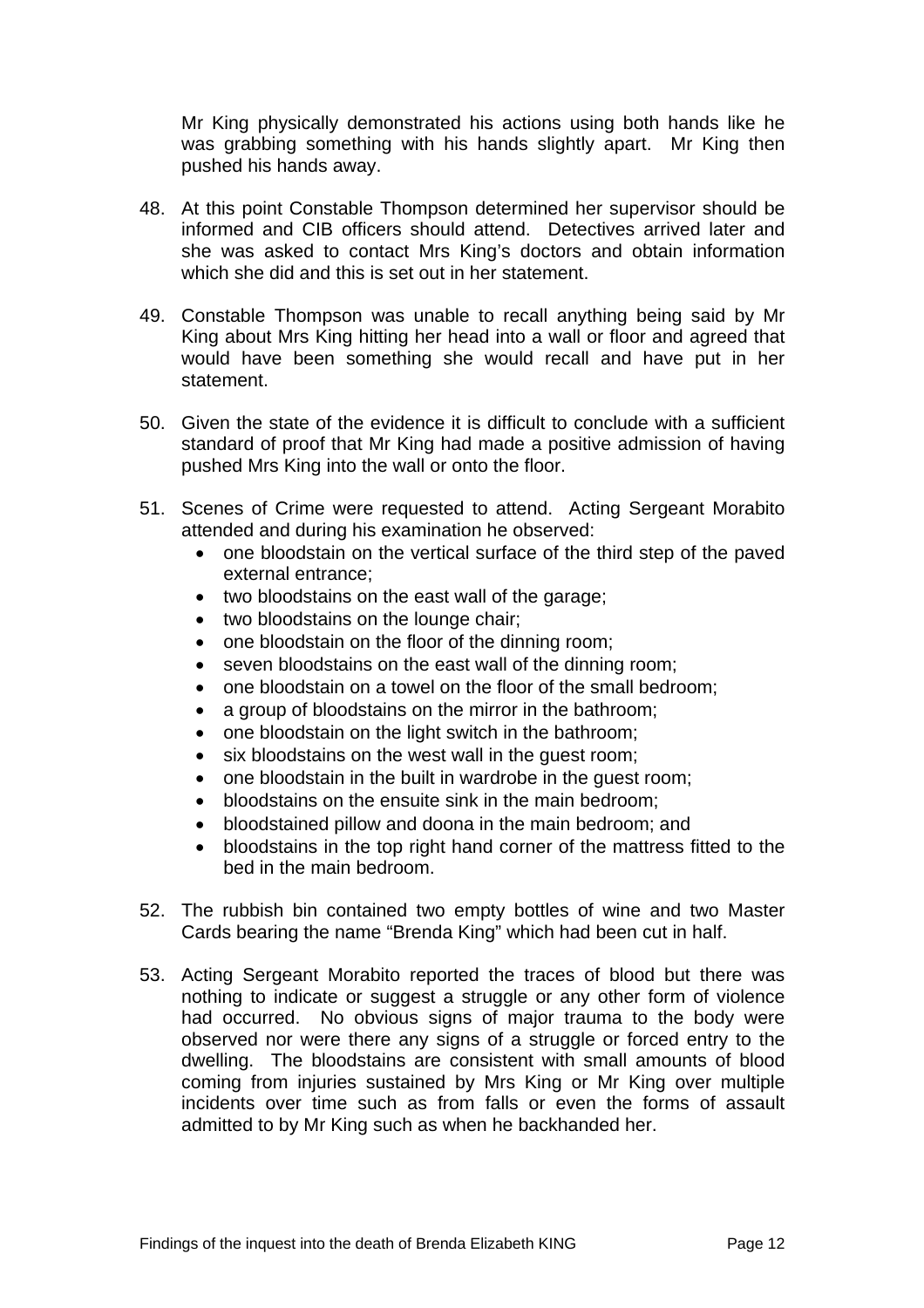Mr King physically demonstrated his actions using both hands like he was grabbing something with his hands slightly apart. Mr King then pushed his hands away.

48. At this point Constable Thompson determined her supervisor should be informed and CIB officers should attend. Detectives arrived later and she was asked to contact Mrs King's doctors and obtain information which she did and this is set out in her statement.

49. Constable Thompson was unable to recall anything being said by Mr King about Mrs King hitting her head into a wall or floor and agreed that would have been something she would recall and have put in her statement.

50. Given the state of the evidence it is difficult to conclude with a sufficient standard of proof that Mr King had made a positive admission of having pushed Mrs King into the wall or onto the floor.

51. Scenes of Crime were requested to attend. Acting Sergeant Morabito attended and during his examination he observed:
    - one bloodstain on the vertical surface of the third step of the paved external entrance;
    - two bloodstains on the east wall of the garage;
    - two bloodstains on the lounge chair;
    - one bloodstain on the floor of the dinning room;
    - seven bloodstains on the east wall of the dinning room;
    - one bloodstain on a towel on the floor of the small bedroom;
    - a group of bloodstains on the mirror in the bathroom;
    - one bloodstain on the light switch in the bathroom;
    - six bloodstains on the west wall in the guest room;
    - one bloodstain in the built in wardrobe in the guest room;
    - bloodstains on the ensuite sink in the main bedroom;
    - bloodstained pillow and doona in the main bedroom; and
    - bloodstains in the top right hand corner of the mattress fitted to the bed in the main bedroom.

52. The rubbish bin contained two empty bottles of wine and two Master Cards bearing the name "Brenda King" which had been cut in half.

53. Acting Sergeant Morabito reported the traces of blood but there was nothing to indicate or suggest a struggle or any other form of violence had occurred. No obvious signs of major trauma to the body were observed nor were there any signs of a struggle or forced entry to the dwelling. The bloodstains are consistent with small amounts of blood coming from injuries sustained by Mrs King or Mr King over multiple incidents over time such as from falls or even the forms of assault admitted to by Mr King such as when he backhanded her.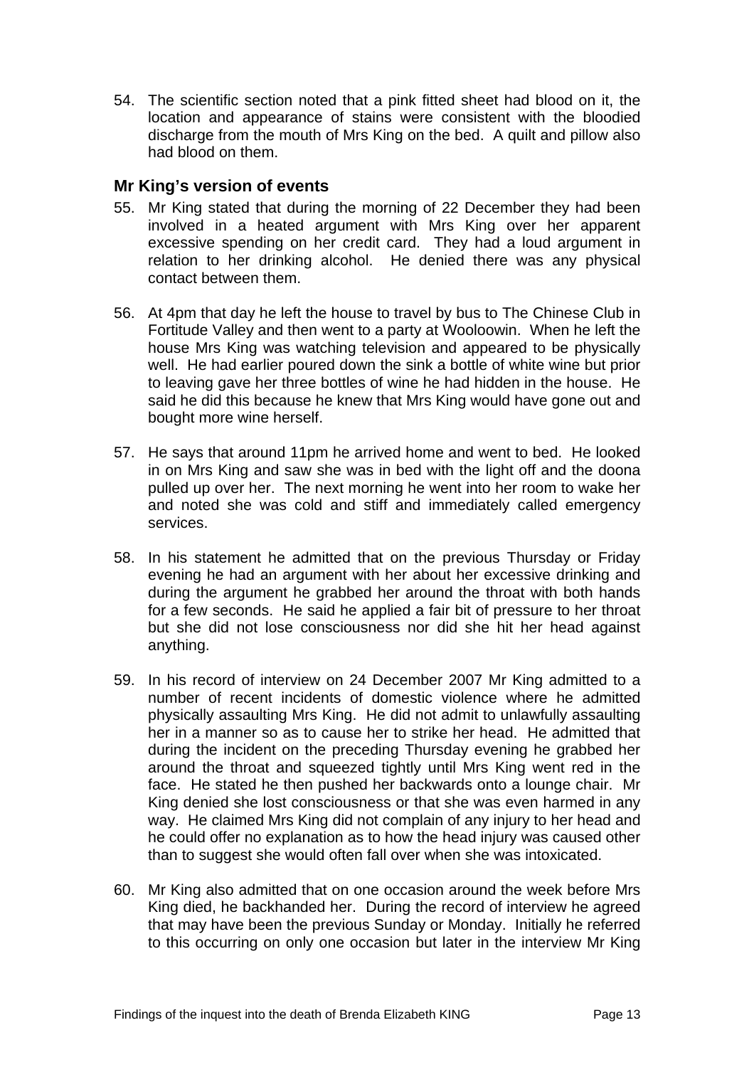54. The scientific section noted that a pink fitted sheet had blood on it, the location and appearance of stains were consistent with the bloodied discharge from the mouth of Mrs King on the bed. A quilt and pillow also had blood on them.

### Mr King's version of events

55. Mr King stated that during the morning of 22 December they had been involved in a heated argument with Mrs King over her apparent excessive spending on her credit card. They had a loud argument in relation to her drinking alcohol. He denied there was any physical contact between them.

56. At 4pm that day he left the house to travel by bus to The Chinese Club in Fortitude Valley and then went to a party at Wooloowin. When he left the house Mrs King was watching television and appeared to be physically well. He had earlier poured down the sink a bottle of white wine but prior to leaving gave her three bottles of wine he had hidden in the house. He said he did this because he knew that Mrs King would have gone out and bought more wine herself.

57. He says that around 11pm he arrived home and went to bed. He looked in on Mrs King and saw she was in bed with the light off and the doona pulled up over her. The next morning he went into her room to wake her and noted she was cold and stiff and immediately called emergency services.

58. In his statement he admitted that on the previous Thursday or Friday evening he had an argument with her about her excessive drinking and during the argument he grabbed her around the throat with both hands for a few seconds. He said he applied a fair bit of pressure to her throat but she did not lose consciousness nor did she hit her head against anything.

59. In his record of interview on 24 December 2007 Mr King admitted to a number of recent incidents of domestic violence where he admitted physically assaulting Mrs King. He did not admit to unlawfully assaulting her in a manner so as to cause her to strike her head. He admitted that during the incident on the preceding Thursday evening he grabbed her around the throat and squeezed tightly until Mrs King went red in the face. He stated he then pushed her backwards onto a lounge chair. Mr King denied she lost consciousness or that she was even harmed in any way. He claimed Mrs King did not complain of any injury to her head and he could offer no explanation as to how the head injury was caused other than to suggest she would often fall over when she was intoxicated.

60. Mr King also admitted that on one occasion around the week before Mrs King died, he backhanded her. During the record of interview he agreed that may have been the previous Sunday or Monday. Initially he referred to this occurring on only one occasion but later in the interview Mr King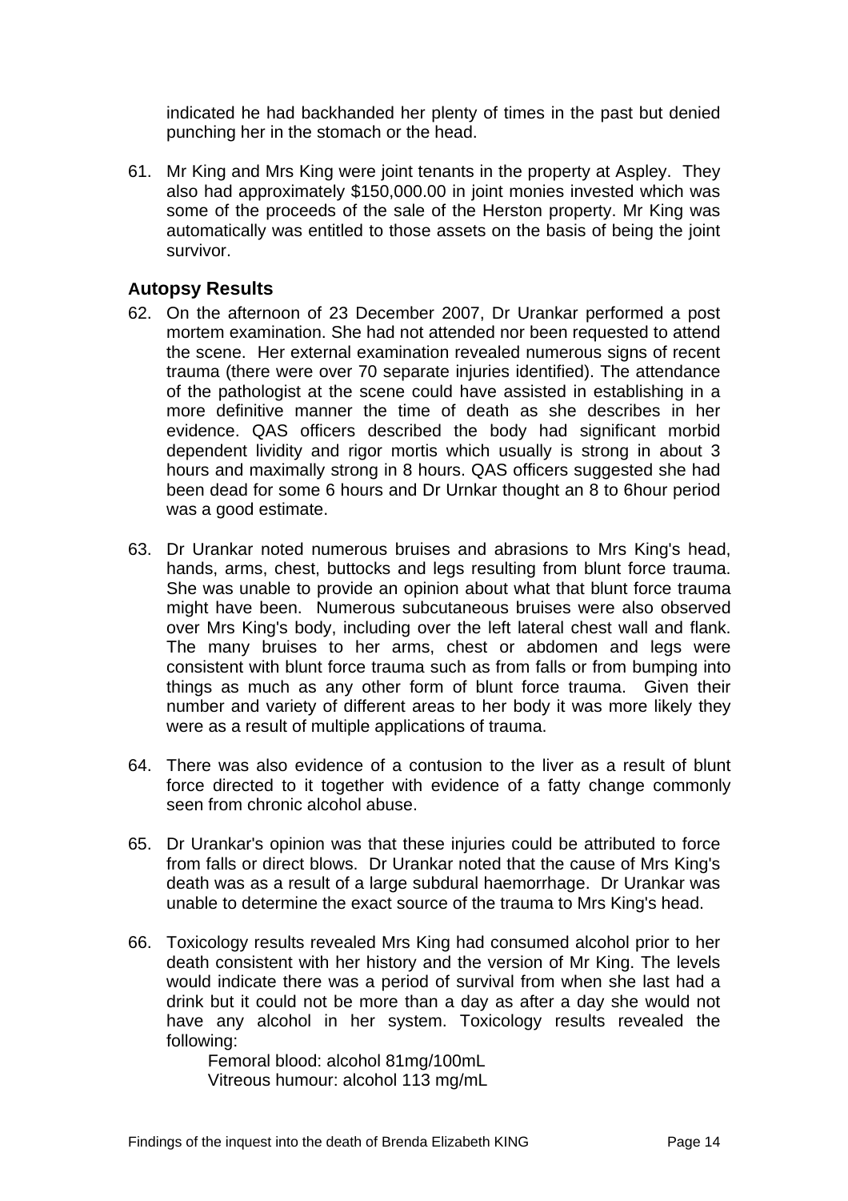indicated he had backhanded her plenty of times in the past but denied punching her in the stomach or the head.

61. Mr King and Mrs King were joint tenants in the property at Aspley. They also had approximately $150,000.00 in joint monies invested which was some of the proceeds of the sale of the Herston property. Mr King was automatically was entitled to those assets on the basis of being the joint survivor.

## Autopsy Results

62. On the afternoon of 23 December 2007, Dr Urankar performed a post mortem examination. She had not attended nor been requested to attend the scene. Her external examination revealed numerous signs of recent trauma (there were over 70 separate injuries identified). The attendance of the pathologist at the scene could have assisted in establishing in a more definitive manner the time of death as she describes in her evidence. QAS officers described the body had significant morbid dependent lividity and rigor mortis which usually is strong in about 3 hours and maximally strong in 8 hours. QAS officers suggested she had been dead for some 6 hours and Dr Urnkar thought an 8 to 6hour period was a good estimate.

63. Dr Urankar noted numerous bruises and abrasions to Mrs King's head, hands, arms, chest, buttocks and legs resulting from blunt force trauma. She was unable to provide an opinion about what that blunt force trauma might have been. Numerous subcutaneous bruises were also observed over Mrs King's body, including over the left lateral chest wall and flank. The many bruises to her arms, chest or abdomen and legs were consistent with blunt force trauma such as from falls or from bumping into things as much as any other form of blunt force trauma. Given their number and variety of different areas to her body it was more likely they were as a result of multiple applications of trauma.

64. There was also evidence of a contusion to the liver as a result of blunt force directed to it together with evidence of a fatty change commonly seen from chronic alcohol abuse.

65. Dr Urankar's opinion was that these injuries could be attributed to force from falls or direct blows. Dr Urankar noted that the cause of Mrs King's death was as a result of a large subdural haemorrhage. Dr Urankar was unable to determine the exact source of the trauma to Mrs King's head.

66. Toxicology results revealed Mrs King had consumed alcohol prior to her death consistent with her history and the version of Mr King. The levels would indicate there was a period of survival from when she last had a drink but it could not be more than a day as after a day she would not have any alcohol in her system. Toxicology results revealed the following:

    Femoral blood: alcohol 81mg/100mL
    Vitreous humour: alcohol 113 mg/mL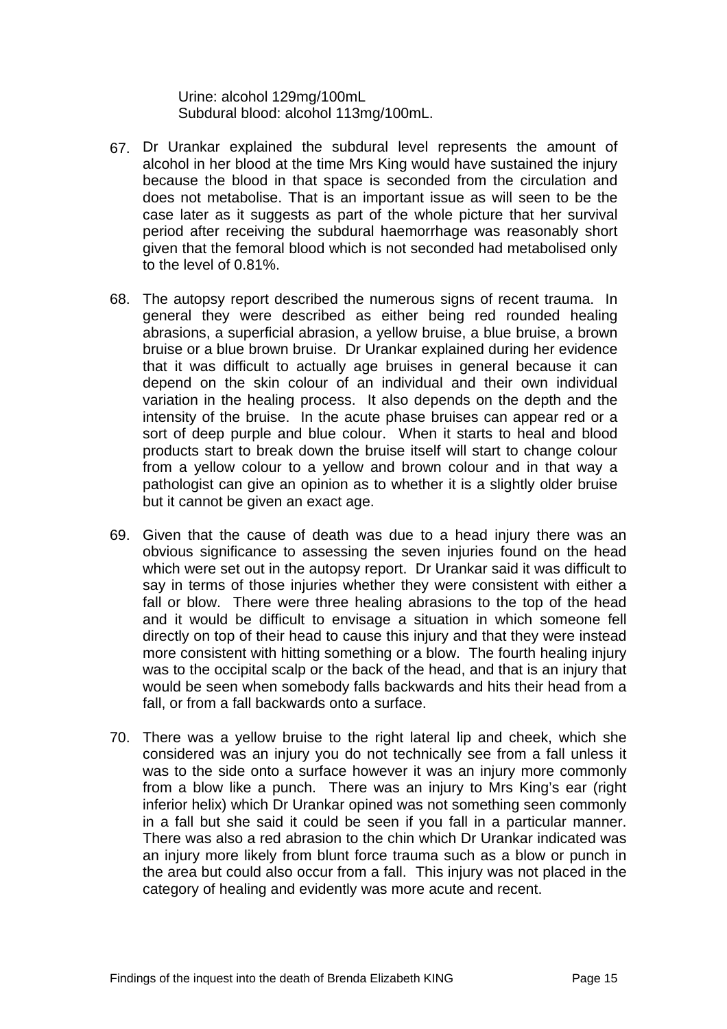Urine: alcohol 129mg/100mL
Subdural blood: alcohol 113mg/100mL.

67. Dr Urankar explained the subdural level represents the amount of alcohol in her blood at the time Mrs King would have sustained the injury because the blood in that space is seconded from the circulation and does not metabolise. That is an important issue as will seen to be the case later as it suggests as part of the whole picture that her survival period after receiving the subdural haemorrhage was reasonably short given that the femoral blood which is not seconded had metabolised only to the level of 0.81%.

68. The autopsy report described the numerous signs of recent trauma. In general they were described as either being red rounded healing abrasions, a superficial abrasion, a yellow bruise, a blue bruise, a brown bruise or a blue brown bruise. Dr Urankar explained during her evidence that it was difficult to actually age bruises in general because it can depend on the skin colour of an individual and their own individual variation in the healing process. It also depends on the depth and the intensity of the bruise. In the acute phase bruises can appear red or a sort of deep purple and blue colour. When it starts to heal and blood products start to break down the bruise itself will start to change colour from a yellow colour to a yellow and brown colour and in that way a pathologist can give an opinion as to whether it is a slightly older bruise but it cannot be given an exact age.

69. Given that the cause of death was due to a head injury there was an obvious significance to assessing the seven injuries found on the head which were set out in the autopsy report. Dr Urankar said it was difficult to say in terms of those injuries whether they were consistent with either a fall or blow. There were three healing abrasions to the top of the head and it would be difficult to envisage a situation in which someone fell directly on top of their head to cause this injury and that they were instead more consistent with hitting something or a blow. The fourth healing injury was to the occipital scalp or the back of the head, and that is an injury that would be seen when somebody falls backwards and hits their head from a fall, or from a fall backwards onto a surface.

70. There was a yellow bruise to the right lateral lip and cheek, which she considered was an injury you do not technically see from a fall unless it was to the side onto a surface however it was an injury more commonly from a blow like a punch. There was an injury to Mrs King's ear (right inferior helix) which Dr Urankar opined was not something seen commonly in a fall but she said it could be seen if you fall in a particular manner. There was also a red abrasion to the chin which Dr Urankar indicated was an injury more likely from blunt force trauma such as a blow or punch in the area but could also occur from a fall. This injury was not placed in the category of healing and evidently was more acute and recent.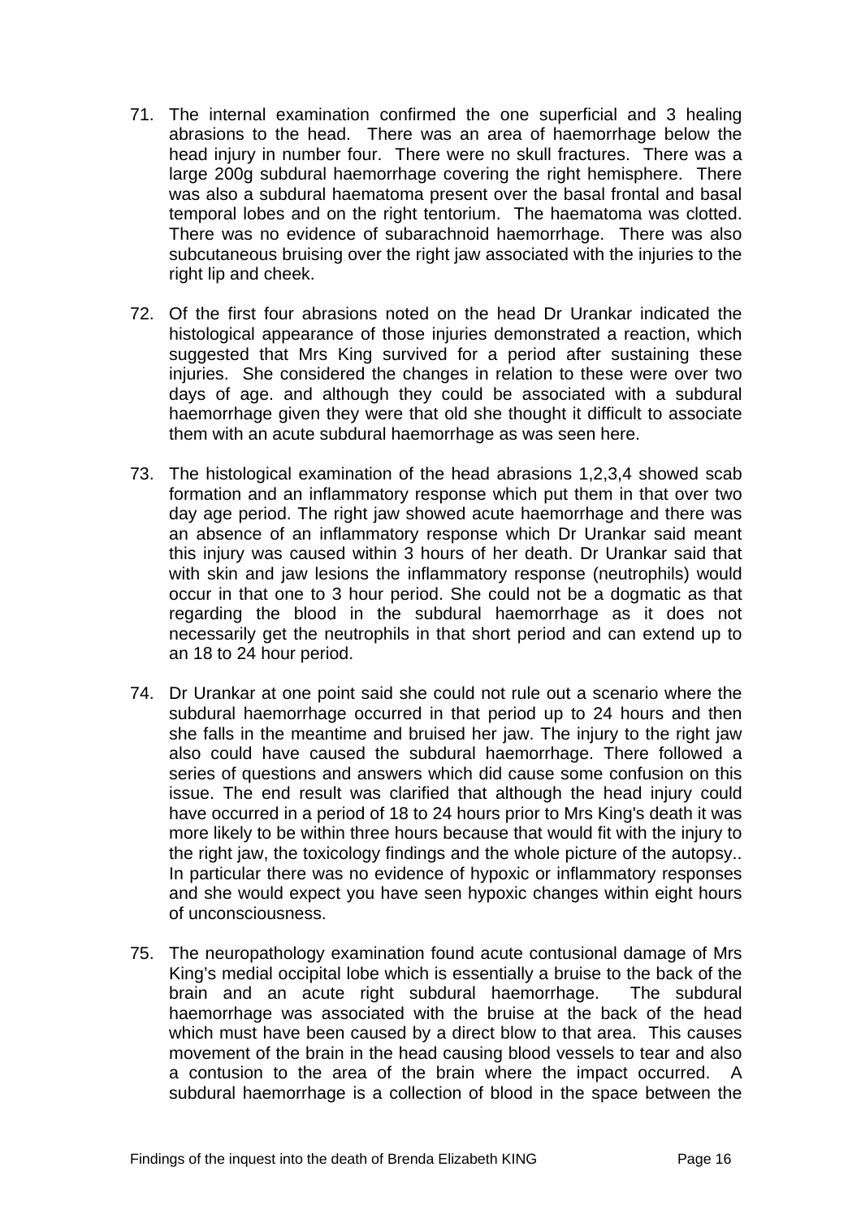71. The internal examination confirmed the one superficial and 3 healing abrasions to the head. There was an area of haemorrhage below the head injury in number four. There were no skull fractures. There was a large 200g subdural haemorrhage covering the right hemisphere. There was also a subdural haematoma present over the basal frontal and basal temporal lobes and on the right tentorium. The haematoma was clotted. There was no evidence of subarachnoid haemorrhage. There was also subcutaneous bruising over the right jaw associated with the injuries to the right lip and cheek.

72. Of the first four abrasions noted on the head Dr Urankar indicated the histological appearance of those injuries demonstrated a reaction, which suggested that Mrs King survived for a period after sustaining these injuries. She considered the changes in relation to these were over two days of age. and although they could be associated with a subdural haemorrhage given they were that old she thought it difficult to associate them with an acute subdural haemorrhage as was seen here.

73. The histological examination of the head abrasions 1,2,3,4 showed scab formation and an inflammatory response which put them in that over two day age period. The right jaw showed acute haemorrhage and there was an absence of an inflammatory response which Dr Urankar said meant this injury was caused within 3 hours of her death. Dr Urankar said that with skin and jaw lesions the inflammatory response (neutrophils) would occur in that one to 3 hour period. She could not be a dogmatic as that regarding the blood in the subdural haemorrhage as it does not necessarily get the neutrophils in that short period and can extend up to an 18 to 24 hour period.

74. Dr Urankar at one point said she could not rule out a scenario where the subdural haemorrhage occurred in that period up to 24 hours and then she falls in the meantime and bruised her jaw. The injury to the right jaw also could have caused the subdural haemorrhage. There followed a series of questions and answers which did cause some confusion on this issue. The end result was clarified that although the head injury could have occurred in a period of 18 to 24 hours prior to Mrs King's death it was more likely to be within three hours because that would fit with the injury to the right jaw, the toxicology findings and the whole picture of the autopsy.. In particular there was no evidence of hypoxic or inflammatory responses and she would expect you have seen hypoxic changes within eight hours of unconsciousness.

75. The neuropathology examination found acute contusional damage of Mrs King's medial occipital lobe which is essentially a bruise to the back of the brain and an acute right subdural haemorrhage. The subdural haemorrhage was associated with the bruise at the back of the head which must have been caused by a direct blow to that area. This causes movement of the brain in the head causing blood vessels to tear and also a contusion to the area of the brain where the impact occurred. A subdural haemorrhage is a collection of blood in the space between the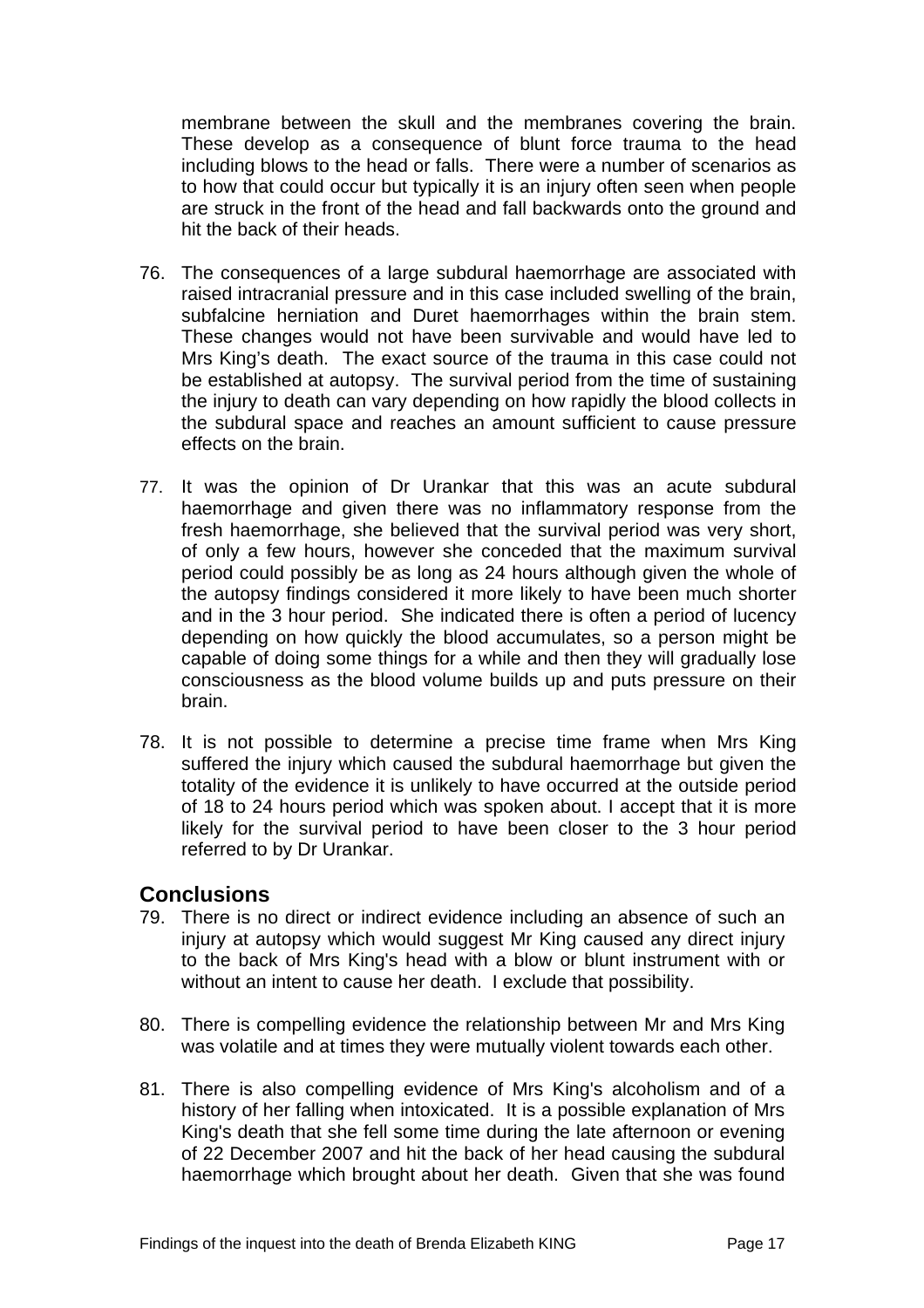membrane between the skull and the membranes covering the brain. These develop as a consequence of blunt force trauma to the head including blows to the head or falls. There were a number of scenarios as to how that could occur but typically it is an injury often seen when people are struck in the front of the head and fall backwards onto the ground and hit the back of their heads.

76. The consequences of a large subdural haemorrhage are associated with raised intracranial pressure and in this case included swelling of the brain, subfalcine herniation and Duret haemorrhages within the brain stem. These changes would not have been survivable and would have led to Mrs King's death. The exact source of the trauma in this case could not be established at autopsy. The survival period from the time of sustaining the injury to death can vary depending on how rapidly the blood collects in the subdural space and reaches an amount sufficient to cause pressure effects on the brain.

77. It was the opinion of Dr Urankar that this was an acute subdural haemorrhage and given there was no inflammatory response from the fresh haemorrhage, she believed that the survival period was very short, of only a few hours, however she conceded that the maximum survival period could possibly be as long as 24 hours although given the whole of the autopsy findings considered it more likely to have been much shorter and in the 3 hour period. She indicated there is often a period of lucency depending on how quickly the blood accumulates, so a person might be capable of doing some things for a while and then they will gradually lose consciousness as the blood volume builds up and puts pressure on their brain.

78. It is not possible to determine a precise time frame when Mrs King suffered the injury which caused the subdural haemorrhage but given the totality of the evidence it is unlikely to have occurred at the outside period of 18 to 24 hours period which was spoken about. I accept that it is more likely for the survival period to have been closer to the 3 hour period referred to by Dr Urankar.

## Conclusions

79. There is no direct or indirect evidence including an absence of such an injury at autopsy which would suggest Mr King caused any direct injury to the back of Mrs King's head with a blow or blunt instrument with or without an intent to cause her death. I exclude that possibility.

80. There is compelling evidence the relationship between Mr and Mrs King was volatile and at times they were mutually violent towards each other.

81. There is also compelling evidence of Mrs King's alcoholism and of a history of her falling when intoxicated. It is a possible explanation of Mrs King's death that she fell some time during the late afternoon or evening of 22 December 2007 and hit the back of her head causing the subdural haemorrhage which brought about her death. Given that she was found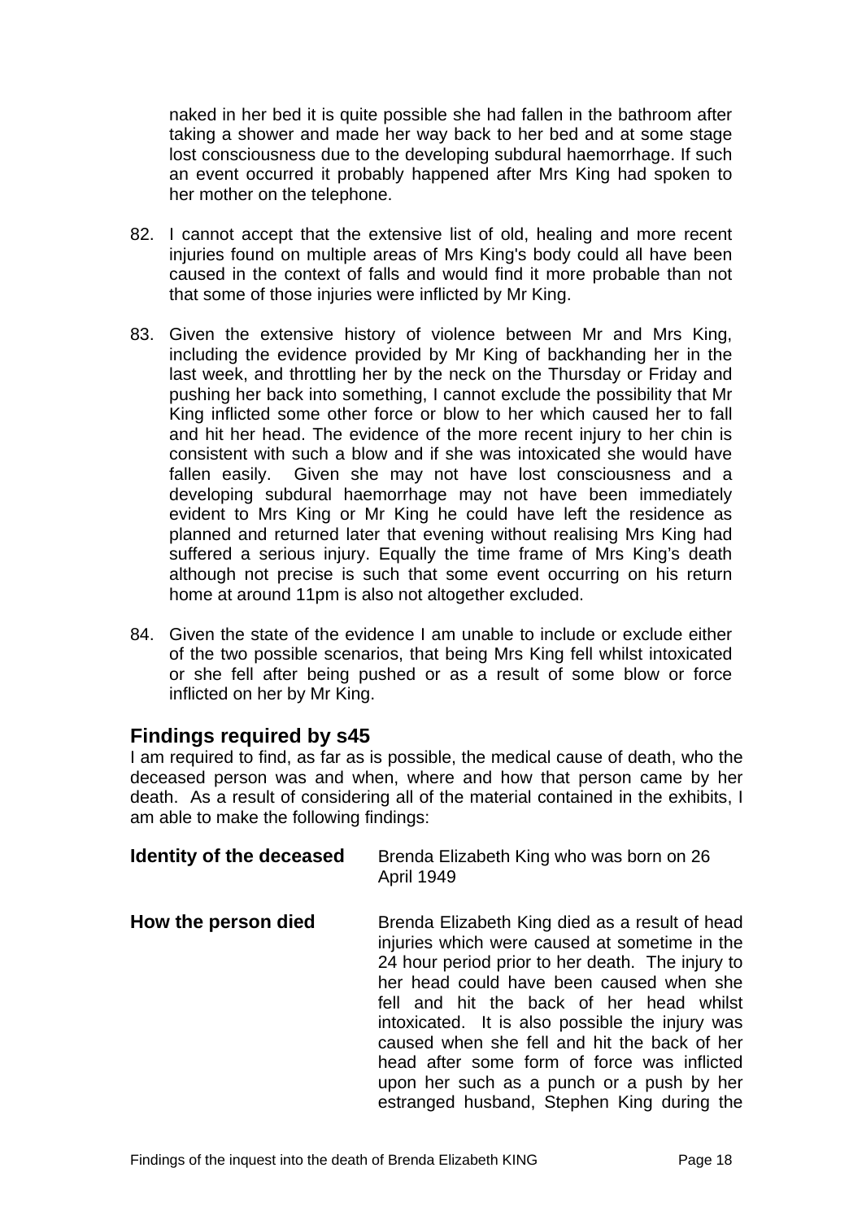naked in her bed it is quite possible she had fallen in the bathroom after taking a shower and made her way back to her bed and at some stage lost consciousness due to the developing subdural haemorrhage. If such an event occurred it probably happened after Mrs King had spoken to her mother on the telephone.

82. I cannot accept that the extensive list of old, healing and more recent injuries found on multiple areas of Mrs King's body could all have been caused in the context of falls and would find it more probable than not that some of those injuries were inflicted by Mr King.

83. Given the extensive history of violence between Mr and Mrs King, including the evidence provided by Mr King of backhanding her in the last week, and throttling her by the neck on the Thursday or Friday and pushing her back into something, I cannot exclude the possibility that Mr King inflicted some other force or blow to her which caused her to fall and hit her head. The evidence of the more recent injury to her chin is consistent with such a blow and if she was intoxicated she would have fallen easily. Given she may not have lost consciousness and a developing subdural haemorrhage may not have been immediately evident to Mrs King or Mr King he could have left the residence as planned and returned later that evening without realising Mrs King had suffered a serious injury. Equally the time frame of Mrs King's death although not precise is such that some event occurring on his return home at around 11pm is also not altogether excluded.

84. Given the state of the evidence I am unable to include or exclude either of the two possible scenarios, that being Mrs King fell whilst intoxicated or she fell after being pushed or as a result of some blow or force inflicted on her by Mr King.

## Findings required by s45

I am required to find, as far as is possible, the medical cause of death, who the deceased person was and when, where and how that person came by her death. As a result of considering all of the material contained in the exhibits, I am able to make the following findings:

**Identity of the deceased** Brenda Elizabeth King who was born on 26 April 1949

**How the person died** Brenda Elizabeth King died as a result of head injuries which were caused at sometime in the 24 hour period prior to her death. The injury to her head could have been caused when she fell and hit the back of her head whilst intoxicated. It is also possible the injury was caused when she fell and hit the back of her head after some form of force was inflicted upon her such as a punch or a push by her estranged husband, Stephen King during the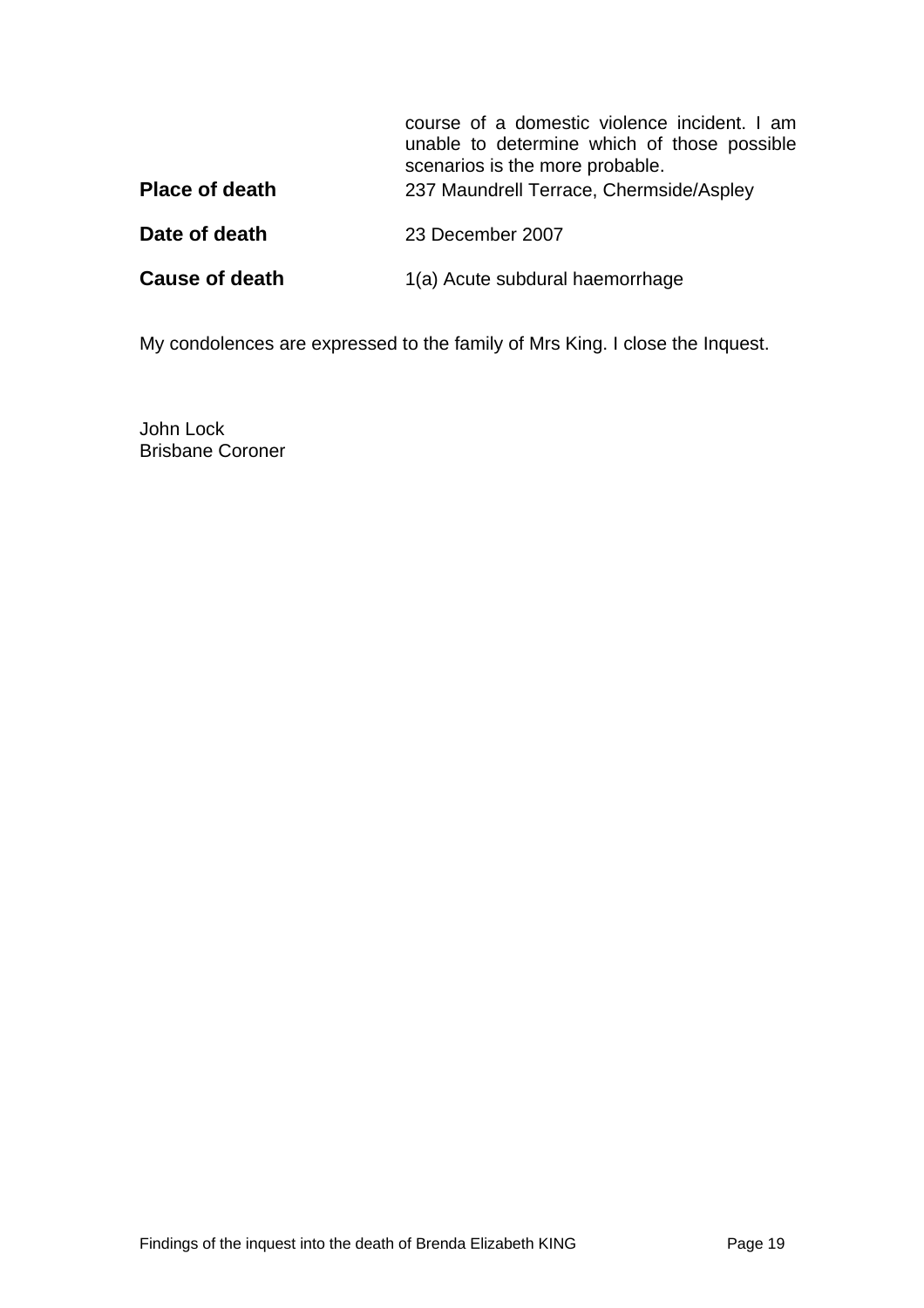| | |
|---|---|
| | course of a domestic violence incident. I am unable to determine which of those possible scenarios is the more probable. |
| **Place of death** | 237 Maundrell Terrace, Chermside/Aspley |
| **Date of death** | 23 December 2007 |
| **Cause of death** | 1(a) Acute subdural haemorrhage |

My condolences are expressed to the family of Mrs King. I close the Inquest.

John Lock
Brisbane Coroner